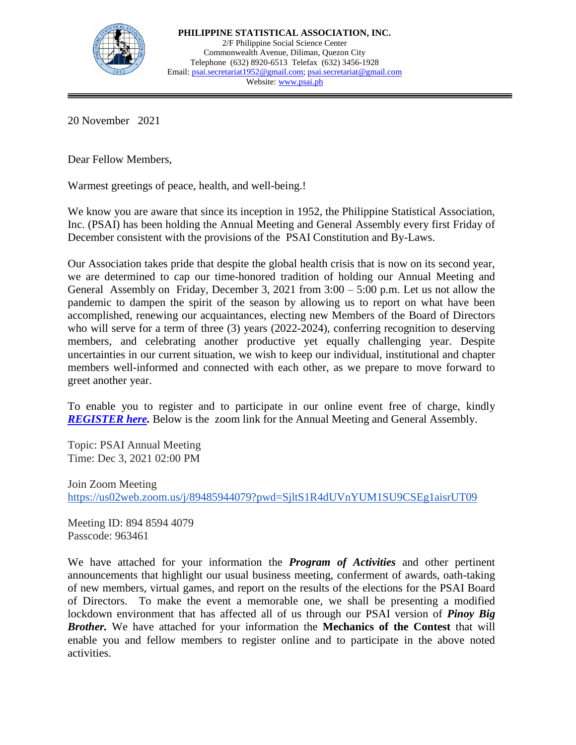**PHILIPPINE STATISTICAL ASSOCIATION, INC.**
2/F Philippine Social Science Center
Commonwealth Avenue, Diliman, Quezon City
Telephone (632) 8920-6513 Telefax (632) 3456-1928
Email: psai.secretariat1952@gmail.com; psai.secretariat@gmail.com
Website: www.psai.ph

---

20 November 2021

Dear Fellow Members,

Warmest greetings of peace, health, and well-being.!

We know you are aware that since its inception in 1952, the Philippine Statistical Association, Inc. (PSAI) has been holding the Annual Meeting and General Assembly every first Friday of December consistent with the provisions of the PSAI Constitution and By-Laws.

Our Association takes pride that despite the global health crisis that is now on its second year, we are determined to cap our time-honored tradition of holding our Annual Meeting and General Assembly on Friday, December 3, 2021 from 3:00 – 5:00 p.m. Let us not allow the pandemic to dampen the spirit of the season by allowing us to report on what have been accomplished, renewing our acquaintances, electing new Members of the Board of Directors who will serve for a term of three (3) years (2022-2024), conferring recognition to deserving members, and celebrating another productive yet equally challenging year. Despite uncertainties in our current situation, we wish to keep our individual, institutional and chapter members well-informed and connected with each other, as we prepare to move forward to greet another year.

To enable you to register and to participate in our online event free of charge, kindly ***REGISTER here.*** Below is the zoom link for the Annual Meeting and General Assembly.

Topic: PSAI Annual Meeting
Time: Dec 3, 2021 02:00 PM

Join Zoom Meeting
https://us02web.zoom.us/j/89485944079?pwd=SjltS1R4dUVnYUM1SU9CSEg1aisrUT09

Meeting ID: 894 8594 4079
Passcode: 963461

We have attached for your information the ***Program of Activities*** and other pertinent announcements that highlight our usual business meeting, conferment of awards, oath-taking of new members, virtual games, and report on the results of the elections for the PSAI Board of Directors. To make the event a memorable one, we shall be presenting a modified lockdown environment that has affected all of us through our PSAI version of ***Pinoy Big Brother.*** We have attached for your information the **Mechanics of the Contest** that will enable you and fellow members to register online and to participate in the above noted activities.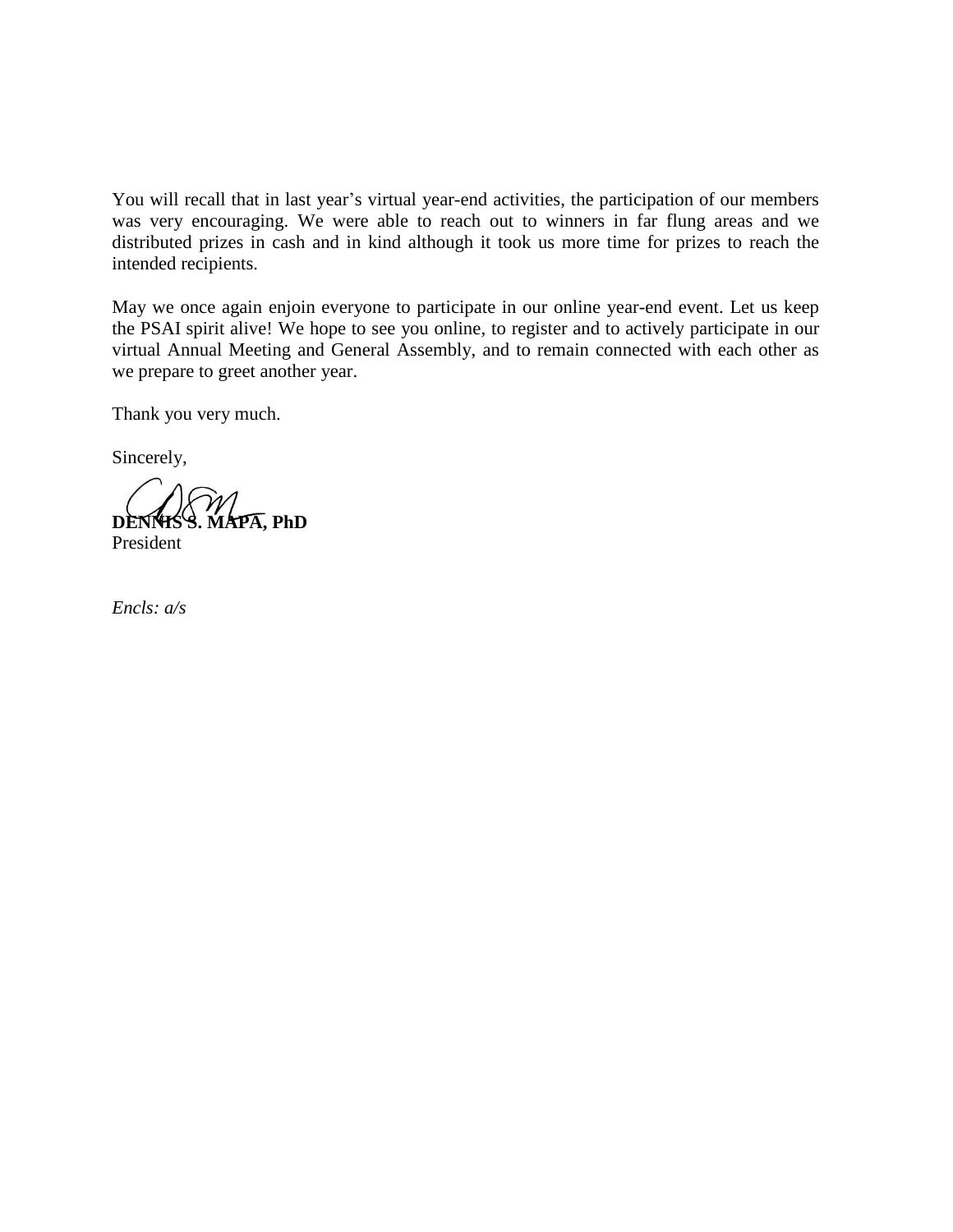You will recall that in last year's virtual year-end activities, the participation of our members was very encouraging. We were able to reach out to winners in far flung areas and we distributed prizes in cash and in kind although it took us more time for prizes to reach the intended recipients.

May we once again enjoin everyone to participate in our online year-end event. Let us keep the PSAI spirit alive! We hope to see you online, to register and to actively participate in our virtual Annual Meeting and General Assembly, and to remain connected with each other as we prepare to greet another year.

Thank you very much.

Sincerely,

**DENNIS S. MAPA, PhD**
President

*Encls: a/s*